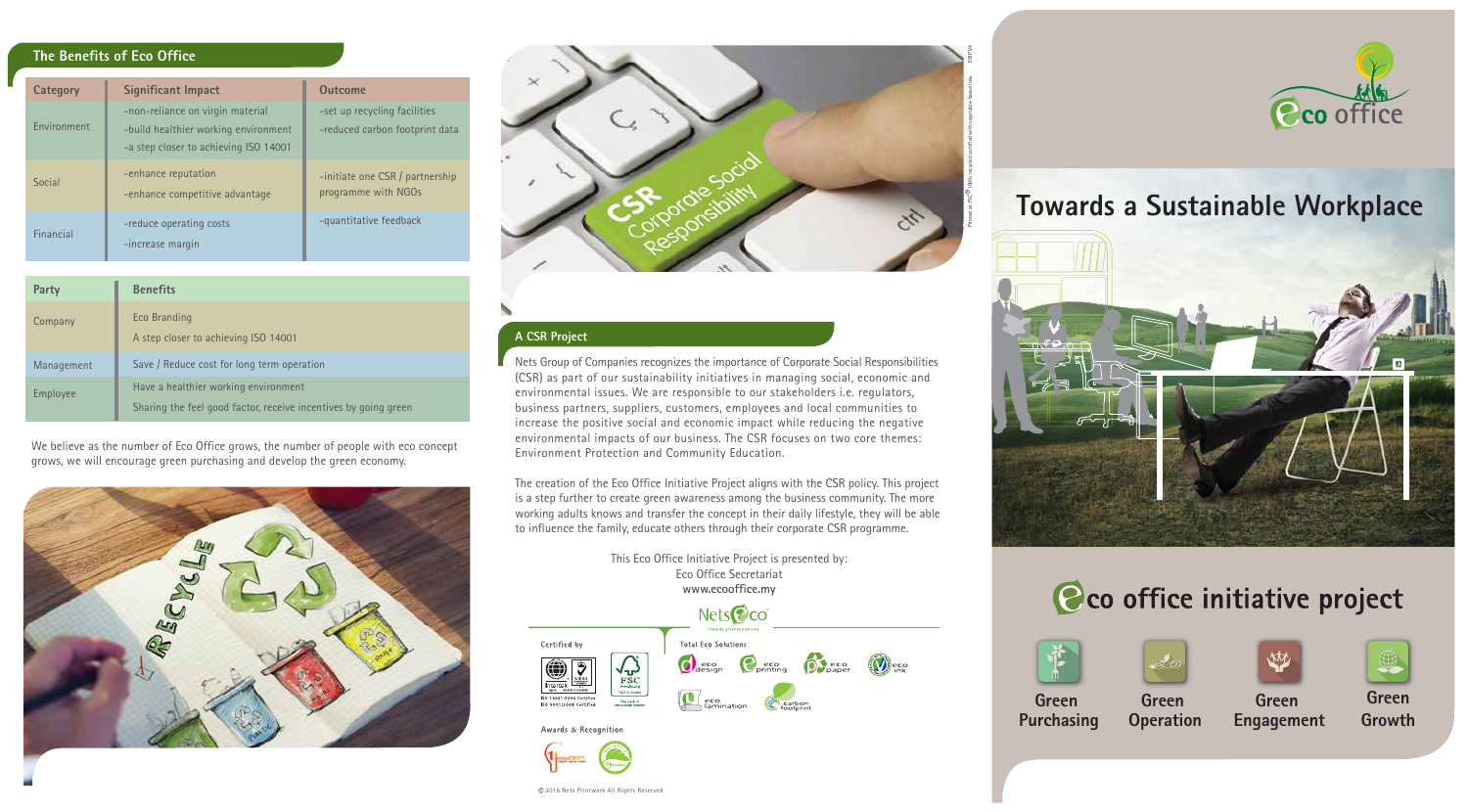## The Benefits of Eco Office

| Category | Significant Impact | Outcome |
| --- | --- | --- |
| Environment | -non-reliance on virgin material<br>-build healthier working environment<br>-a step closer to achieving ISO 14001 | -set up recycling facilities<br>-reduced carbon footprint data |
| Social | -enhance reputation<br>-enhance competitive advantage | -initiate one CSR / partnership programme with NGOs |
| Financial | -reduce operating costs<br>-increase margin | -quantitative feedback |

| Party | Benefits |
| --- | --- |
| Company | Eco Branding<br>A step closer to achieving ISO 14001 |
| Management | Save / Reduce cost for long term operation |
| Employee | Have a healthier working environment<br>Sharing the feel good factor, receive incentives by going green |

We believe as the number of Eco Office grows, the number of people with eco concept grows, we will encourage green purchasing and develop the green economy.

## A CSR Project

Nets Group of Companies recognizes the importance of Corporate Social Responsibilities (CSR) as part of our sustainability initiatives in managing social, economic and environmental issues. We are responsible to our stakeholders i.e. regulators, business partners, suppliers, customers, employees and local communities to increase the positive social and economic impact while reducing the negative environmental impacts of our business. The CSR focuses on two core themes: Environment Protection and Community Education.

The creation of the Eco Office Initiative Project aligns with the CSR policy. This project is a step further to create green awareness among the business community. The more working adults knows and transfer the concept in their daily lifestyle, they will be able to influence the family, educate others through their corporate CSR programme.

This Eco Office Initiative Project is presented by:
Eco Office Secretariat
**www.ecooffice.my**

NetsEco

Certified by

ISO 14001:2004 Certified
ISO 9001:2008 Certified

Total Eco Solutions

eco design, eco printing, eco paper, eco ink, eco lamination, carbon footprint

Awards & Recognition

© 2016 Nets Printwork All Rights Reserved

Eco office

# Towards a Sustainable Workplace

# Eco office initiative project

Green Purchasing | Green Operation | Green Engagement | Green Growth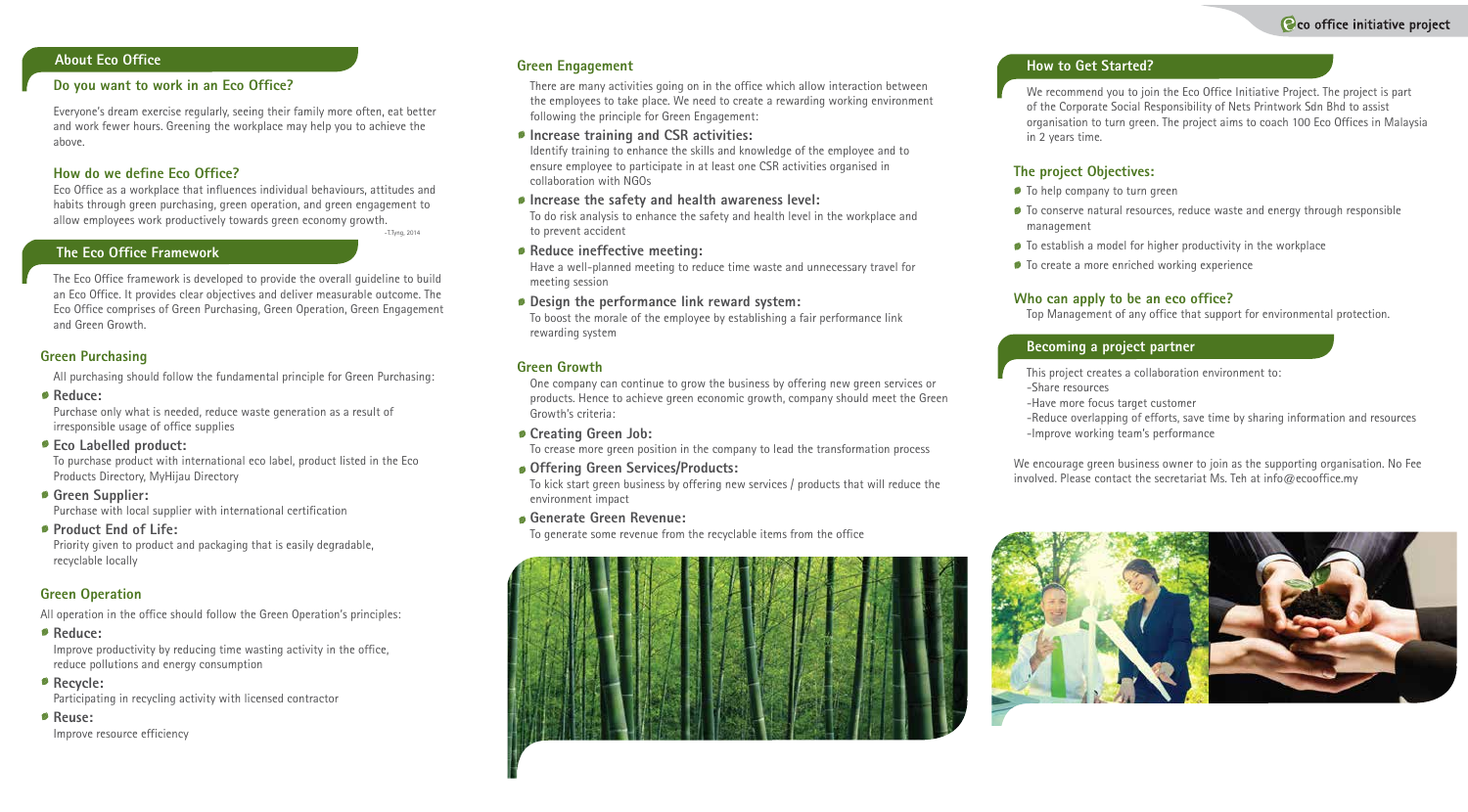## About Eco Office

### Do you want to work in an Eco Office?

Everyone's dream exercise regularly, seeing their family more often, eat better and work fewer hours. Greening the workplace may help you to achieve the above.

### How do we define Eco Office?

Eco Office as a workplace that influences individual behaviours, attitudes and habits through green purchasing, green operation, and green engagement to allow employees work productively towards green economy growth.

-T.Tyng, 2014

## The Eco Office Framework

The Eco Office framework is developed to provide the overall guideline to build an Eco Office. It provides clear objectives and deliver measurable outcome. The Eco Office comprises of Green Purchasing, Green Operation, Green Engagement and Green Growth.

### Green Purchasing

All purchasing should follow the fundamental principle for Green Purchasing:

- **Reduce:**
  Purchase only what is needed, reduce waste generation as a result of irresponsible usage of office supplies
- **Eco Labelled product:**
  To purchase product with international eco label, product listed in the Eco Products Directory, MyHijau Directory
- **Green Supplier:**
  Purchase with local supplier with international certification
- **Product End of Life:**
  Priority given to product and packaging that is easily degradable, recyclable locally

### Green Operation

All operation in the office should follow the Green Operation's principles:

- **Reduce:**
  Improve productivity by reducing time wasting activity in the office, reduce pollutions and energy consumption
- **Recycle:**
  Participating in recycling activity with licensed contractor
- **Reuse:**
  Improve resource efficiency

### Green Engagement

There are many activities going on in the office which allow interaction between the employees to take place. We need to create a rewarding working environment following the principle for Green Engagement:

- **Increase training and CSR activities:**
  Identify training to enhance the skills and knowledge of the employee and to ensure employee to participate in at least one CSR activities organised in collaboration with NGOs
- **Increase the safety and health awareness level:**
  To do risk analysis to enhance the safety and health level in the workplace and to prevent accident
- **Reduce ineffective meeting:**
  Have a well-planned meeting to reduce time waste and unnecessary travel for meeting session
- **Design the performance link reward system:**
  To boost the morale of the employee by establishing a fair performance link rewarding system

### Green Growth

One company can continue to grow the business by offering new green services or products. Hence to achieve green economic growth, company should meet the Green Growth's criteria:

- **Creating Green Job:**
  To crease more green position in the company to lead the transformation process
- **Offering Green Services/Products:**
  To kick start green business by offering new services / products that will reduce the environment impact
- **Generate Green Revenue:**
  To generate some revenue from the recyclable items from the office

## How to Get Started?

We recommend you to join the Eco Office Initiative Project. The project is part of the Corporate Social Responsibility of Nets Printwork Sdn Bhd to assist organisation to turn green. The project aims to coach 100 Eco Offices in Malaysia in 2 years time.

### The project Objectives:

- To help company to turn green
- To conserve natural resources, reduce waste and energy through responsible management
- To establish a model for higher productivity in the workplace
- To create a more enriched working experience

### Who can apply to be an eco office?

Top Management of any office that support for environmental protection.

## Becoming a project partner

This project creates a collaboration environment to:
-Share resources
-Have more focus target customer
-Reduce overlapping of efforts, save time by sharing information and resources
-Improve working team's performance

We encourage green business owner to join as the supporting organisation. No Fee involved. Please contact the secretariat Ms. Teh at info@ecooffice.my